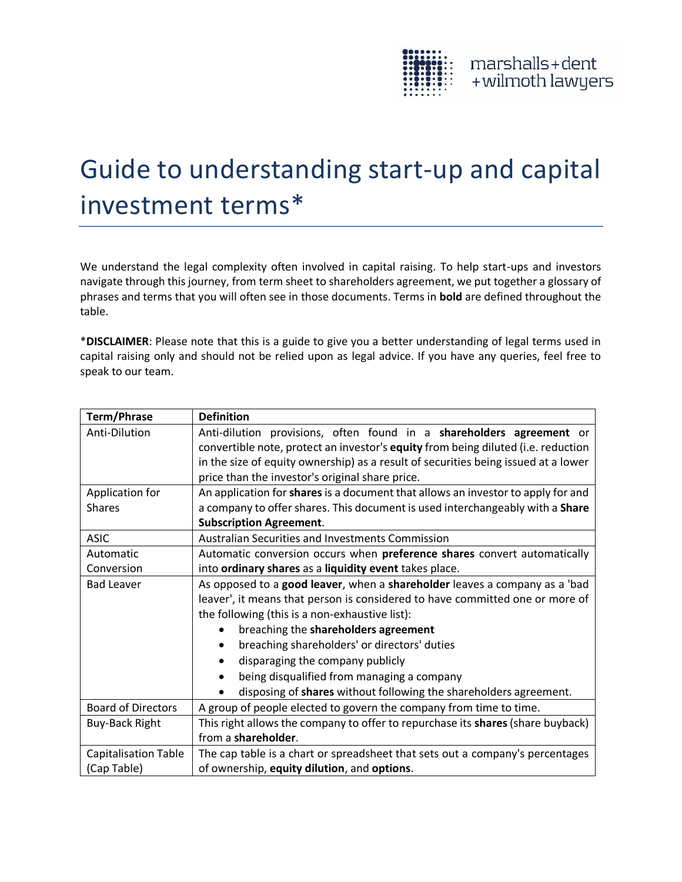marshalls+dent +wilmoth lawyers

# Guide to understanding start-up and capital investment terms*

We understand the legal complexity often involved in capital raising. To help start-ups and investors navigate through this journey, from term sheet to shareholders agreement, we put together a glossary of phrases and terms that you will often see in those documents. Terms in **bold** are defined throughout the table.

***DISCLAIMER**: Please note that this is a guide to give you a better understanding of legal terms used in capital raising only and should not be relied upon as legal advice. If you have any queries, feel free to speak to our team.

| Term/Phrase | Definition |
|---|---|
| Anti-Dilution | Anti-dilution provisions, often found in a **shareholders agreement** or convertible note, protect an investor's **equity** from being diluted (i.e. reduction in the size of equity ownership) as a result of securities being issued at a lower price than the investor's original share price. |
| Application for Shares | An application for **shares** is a document that allows an investor to apply for and a company to offer shares. This document is used interchangeably with a **Share Subscription Agreement**. |
| ASIC | Australian Securities and Investments Commission |
| Automatic Conversion | Automatic conversion occurs when **preference shares** convert automatically into **ordinary shares** as a **liquidity event** takes place. |
| Bad Leaver | As opposed to a **good leaver**, when a **shareholder** leaves a company as a 'bad leaver', it means that person is considered to have committed one or more of the following (this is a non-exhaustive list):<br>• breaching the **shareholders agreement**<br>• breaching shareholders' or directors' duties<br>• disparaging the company publicly<br>• being disqualified from managing a company<br>• disposing of **shares** without following the shareholders agreement. |
| Board of Directors | A group of people elected to govern the company from time to time. |
| Buy-Back Right | This right allows the company to offer to repurchase its **shares** (share buyback) from a **shareholder**. |
| Capitalisation Table (Cap Table) | The cap table is a chart or spreadsheet that sets out a company's percentages of ownership, **equity dilution**, and **options**. |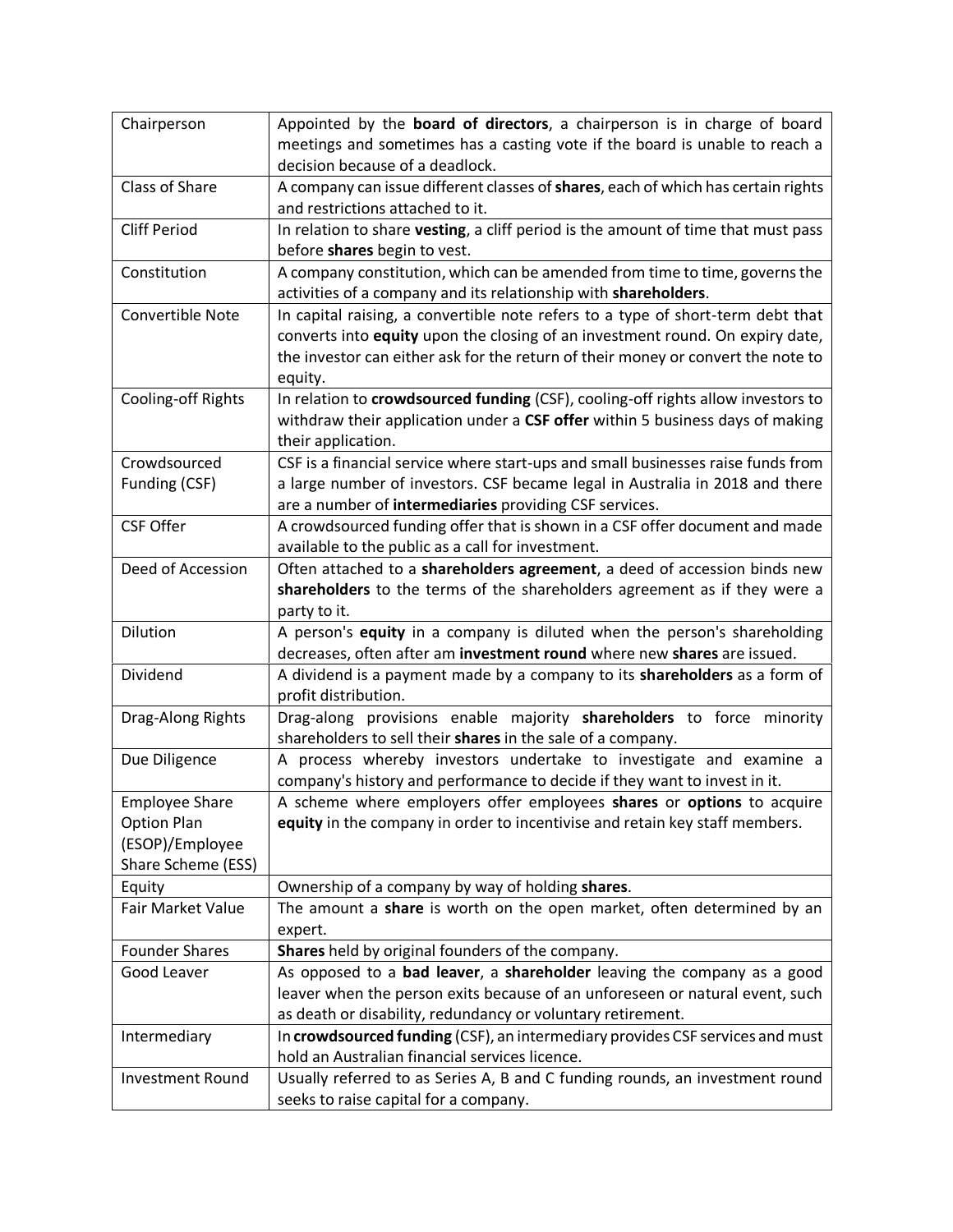| | |
|---|---|
| Chairperson | Appointed by the **board of directors**, a chairperson is in charge of board meetings and sometimes has a casting vote if the board is unable to reach a decision because of a deadlock. |
| Class of Share | A company can issue different classes of **shares**, each of which has certain rights and restrictions attached to it. |
| Cliff Period | In relation to share **vesting**, a cliff period is the amount of time that must pass before **shares** begin to vest. |
| Constitution | A company constitution, which can be amended from time to time, governs the activities of a company and its relationship with **shareholders**. |
| Convertible Note | In capital raising, a convertible note refers to a type of short-term debt that converts into **equity** upon the closing of an investment round. On expiry date, the investor can either ask for the return of their money or convert the note to equity. |
| Cooling-off Rights | In relation to **crowdsourced funding** (CSF), cooling-off rights allow investors to withdraw their application under a **CSF offer** within 5 business days of making their application. |
| Crowdsourced Funding (CSF) | CSF is a financial service where start-ups and small businesses raise funds from a large number of investors. CSF became legal in Australia in 2018 and there are a number of **intermediaries** providing CSF services. |
| CSF Offer | A crowdsourced funding offer that is shown in a CSF offer document and made available to the public as a call for investment. |
| Deed of Accession | Often attached to a **shareholders agreement**, a deed of accession binds new **shareholders** to the terms of the shareholders agreement as if they were a party to it. |
| Dilution | A person's **equity** in a company is diluted when the person's shareholding decreases, often after am **investment round** where new **shares** are issued. |
| Dividend | A dividend is a payment made by a company to its **shareholders** as a form of profit distribution. |
| Drag-Along Rights | Drag-along provisions enable majority **shareholders** to force minority shareholders to sell their **shares** in the sale of a company. |
| Due Diligence | A process whereby investors undertake to investigate and examine a company's history and performance to decide if they want to invest in it. |
| Employee Share Option Plan (ESOP)/Employee Share Scheme (ESS) | A scheme where employers offer employees **shares** or **options** to acquire **equity** in the company in order to incentivise and retain key staff members. |
| Equity | Ownership of a company by way of holding **shares**. |
| Fair Market Value | The amount a **share** is worth on the open market, often determined by an expert. |
| Founder Shares | **Shares** held by original founders of the company. |
| Good Leaver | As opposed to a **bad leaver**, a **shareholder** leaving the company as a good leaver when the person exits because of an unforeseen or natural event, such as death or disability, redundancy or voluntary retirement. |
| Intermediary | In **crowdsourced funding** (CSF), an intermediary provides CSF services and must hold an Australian financial services licence. |
| Investment Round | Usually referred to as Series A, B and C funding rounds, an investment round seeks to raise capital for a company. |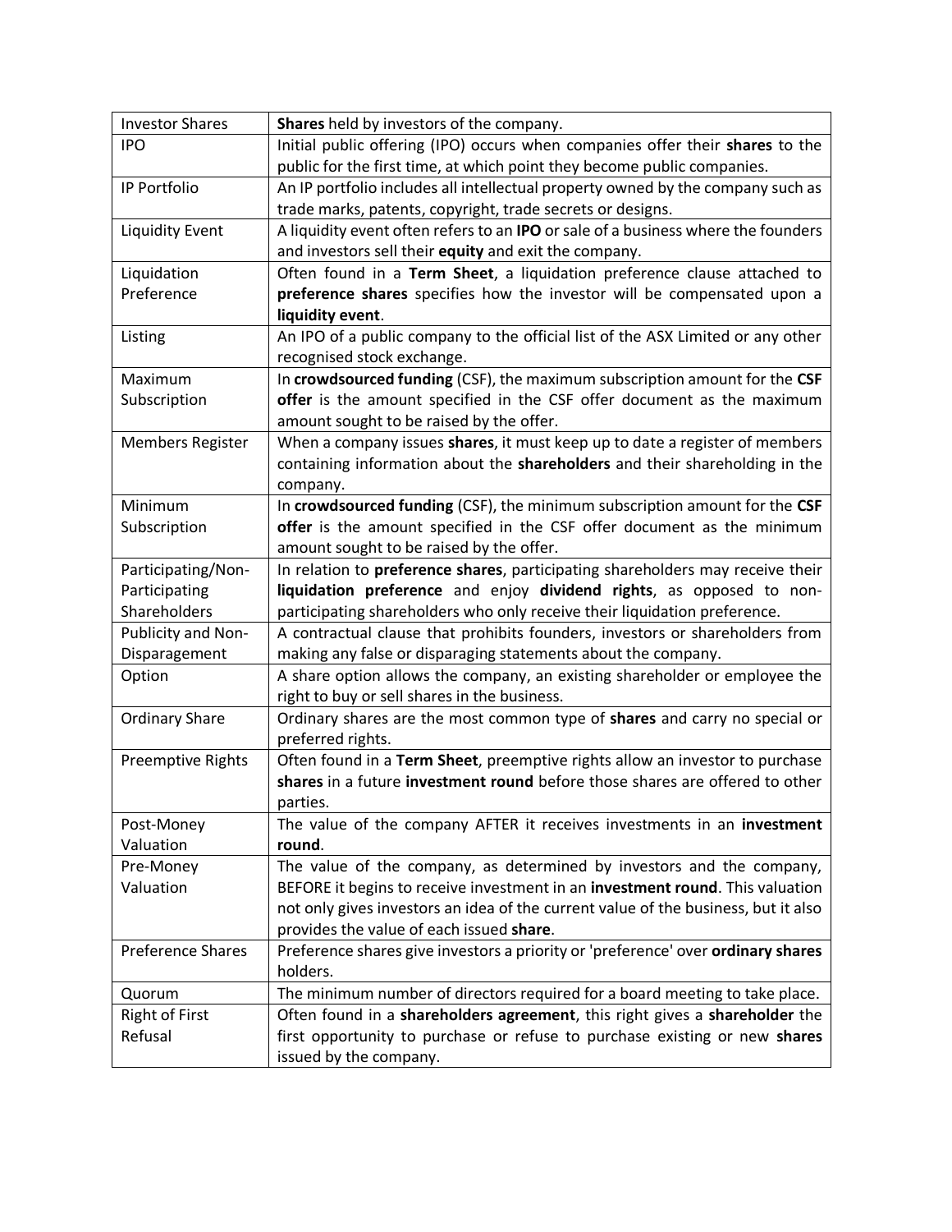| Investor Shares | **Shares** held by investors of the company. |
|---|---|
| IPO | Initial public offering (IPO) occurs when companies offer their **shares** to the public for the first time, at which point they become public companies. |
| IP Portfolio | An IP portfolio includes all intellectual property owned by the company such as trade marks, patents, copyright, trade secrets or designs. |
| Liquidity Event | A liquidity event often refers to an **IPO** or sale of a business where the founders and investors sell their **equity** and exit the company. |
| Liquidation Preference | Often found in a **Term Sheet**, a liquidation preference clause attached to **preference shares** specifies how the investor will be compensated upon a **liquidity event**. |
| Listing | An IPO of a public company to the official list of the ASX Limited or any other recognised stock exchange. |
| Maximum Subscription | In **crowdsourced funding** (CSF), the maximum subscription amount for the **CSF offer** is the amount specified in the CSF offer document as the maximum amount sought to be raised by the offer. |
| Members Register | When a company issues **shares**, it must keep up to date a register of members containing information about the **shareholders** and their shareholding in the company. |
| Minimum Subscription | In **crowdsourced funding** (CSF), the minimum subscription amount for the **CSF offer** is the amount specified in the CSF offer document as the minimum amount sought to be raised by the offer. |
| Participating/Non-Participating Shareholders | In relation to **preference shares**, participating shareholders may receive their **liquidation preference** and enjoy **dividend rights**, as opposed to non-participating shareholders who only receive their liquidation preference. |
| Publicity and Non-Disparagement | A contractual clause that prohibits founders, investors or shareholders from making any false or disparaging statements about the company. |
| Option | A share option allows the company, an existing shareholder or employee the right to buy or sell shares in the business. |
| Ordinary Share | Ordinary shares are the most common type of **shares** and carry no special or preferred rights. |
| Preemptive Rights | Often found in a **Term Sheet**, preemptive rights allow an investor to purchase **shares** in a future **investment round** before those shares are offered to other parties. |
| Post-Money Valuation | The value of the company AFTER it receives investments in an **investment round**. |
| Pre-Money Valuation | The value of the company, as determined by investors and the company, BEFORE it begins to receive investment in an **investment round**. This valuation not only gives investors an idea of the current value of the business, but it also provides the value of each issued **share**. |
| Preference Shares | Preference shares give investors a priority or 'preference' over **ordinary shares** holders. |
| Quorum | The minimum number of directors required for a board meeting to take place. |
| Right of First Refusal | Often found in a **shareholders agreement**, this right gives a **shareholder** the first opportunity to purchase or refuse to purchase existing or new **shares** issued by the company. |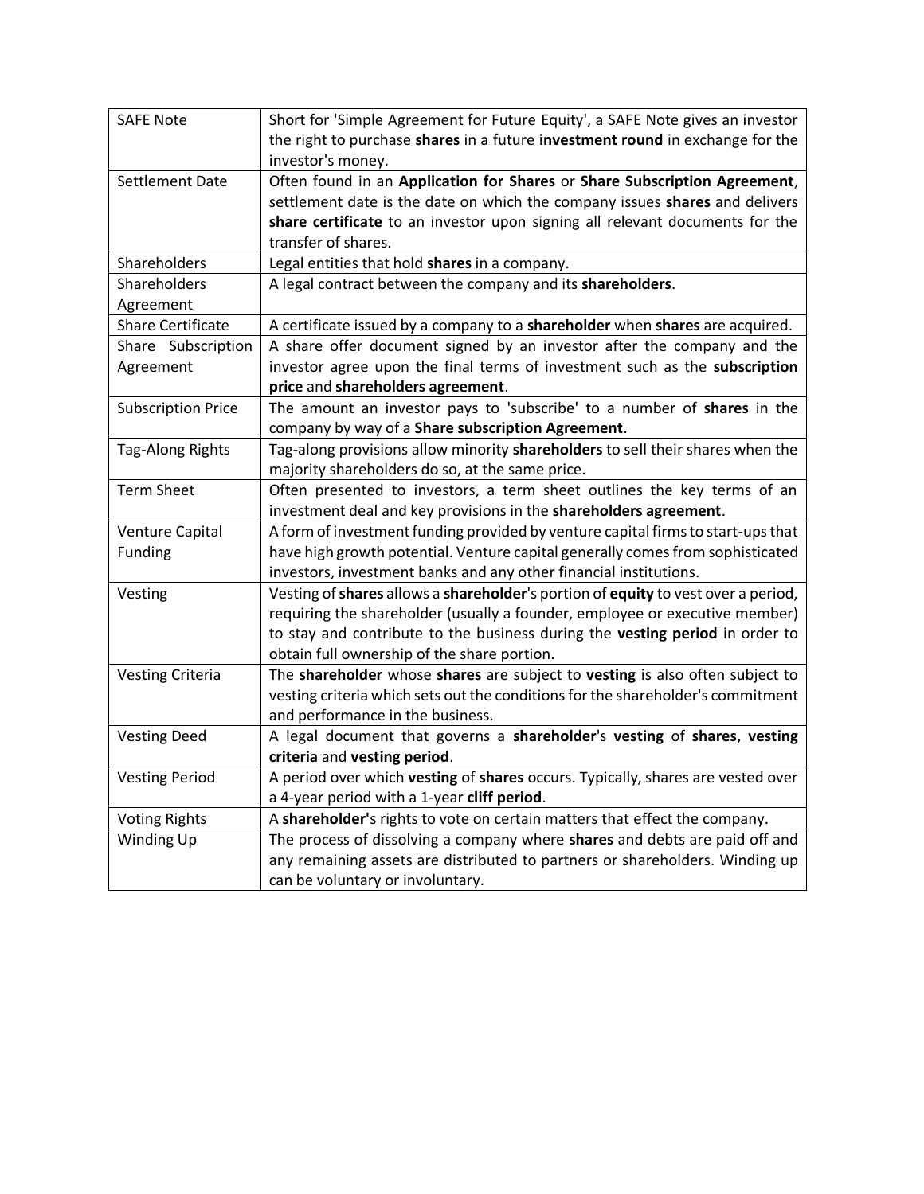| | |
|---|---|
| SAFE Note | Short for 'Simple Agreement for Future Equity', a SAFE Note gives an investor the right to purchase **shares** in a future **investment round** in exchange for the investor's money. |
| Settlement Date | Often found in an **Application for Shares** or **Share Subscription Agreement**, settlement date is the date on which the company issues **shares** and delivers **share certificate** to an investor upon signing all relevant documents for the transfer of shares. |
| Shareholders | Legal entities that hold **shares** in a company. |
| Shareholders Agreement | A legal contract between the company and its **shareholders**. |
| Share Certificate | A certificate issued by a company to a **shareholder** when **shares** are acquired. |
| Share Subscription Agreement | A share offer document signed by an investor after the company and the investor agree upon the final terms of investment such as the **subscription price** and **shareholders agreement**. |
| Subscription Price | The amount an investor pays to 'subscribe' to a number of **shares** in the company by way of a **Share subscription Agreement**. |
| Tag-Along Rights | Tag-along provisions allow minority **shareholders** to sell their shares when the majority shareholders do so, at the same price. |
| Term Sheet | Often presented to investors, a term sheet outlines the key terms of an investment deal and key provisions in the **shareholders agreement**. |
| Venture Capital Funding | A form of investment funding provided by venture capital firms to start-ups that have high growth potential. Venture capital generally comes from sophisticated investors, investment banks and any other financial institutions. |
| Vesting | Vesting of **shares** allows a **shareholder**'s portion of **equity** to vest over a period, requiring the shareholder (usually a founder, employee or executive member) to stay and contribute to the business during the **vesting period** in order to obtain full ownership of the share portion. |
| Vesting Criteria | The **shareholder** whose **shares** are subject to **vesting** is also often subject to vesting criteria which sets out the conditions for the shareholder's commitment and performance in the business. |
| Vesting Deed | A legal document that governs a **shareholder**'s **vesting** of **shares**, **vesting criteria** and **vesting period**. |
| Vesting Period | A period over which **vesting** of **shares** occurs. Typically, shares are vested over a 4-year period with a 1-year **cliff period**. |
| Voting Rights | A **shareholder's** rights to vote on certain matters that effect the company. |
| Winding Up | The process of dissolving a company where **shares** and debts are paid off and any remaining assets are distributed to partners or shareholders. Winding up can be voluntary or involuntary. |